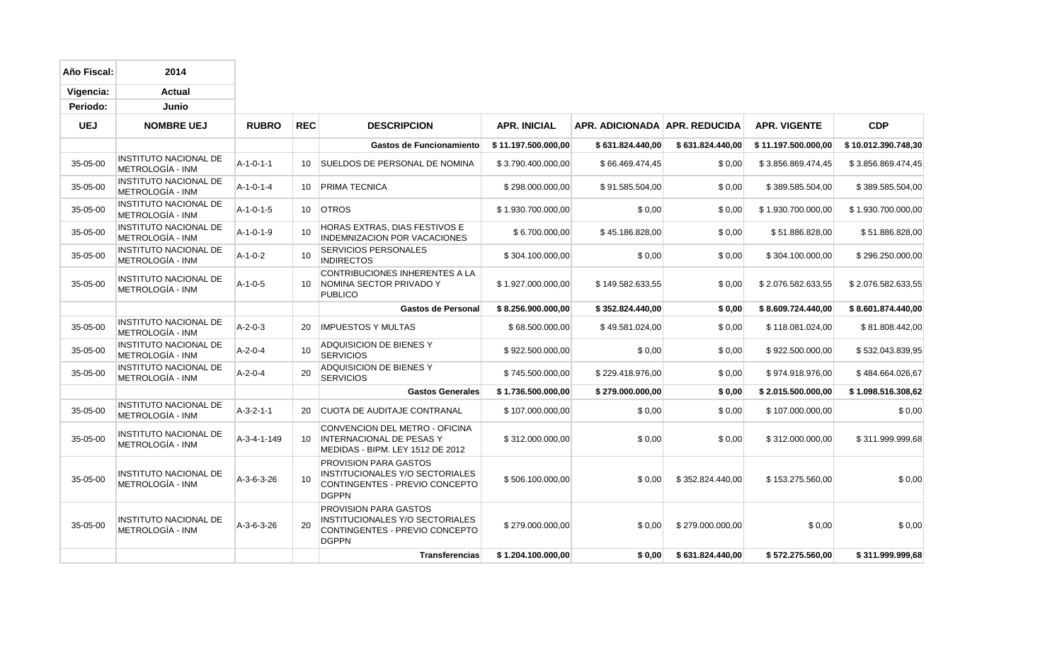| Año Fiscal: | 2014 |
|---|---|
| Vigencia: | Actual |
| Periodo: | Junio |

| UEJ | NOMBRE UEJ | RUBRO | REC | DESCRIPCION | APR. INICIAL | APR. ADICIONADA | APR. REDUCIDA | APR. VIGENTE | CDP |
|---|---|---|---|---|---|---|---|---|---|
| | | | | **Gastos de Funcionamiento** | **$ 11.197.500.000,00** | **$ 631.824.440,00** | **$ 631.824.440,00** | **$ 11.197.500.000,00** | **$ 10.012.390.748,30** |
| 35-05-00 | INSTITUTO NACIONAL DE METROLOGÍA - INM | A-1-0-1-1 | 10 | SUELDOS DE PERSONAL DE NOMINA | $ 3.790.400.000,00 | $ 66.469.474,45 | $ 0,00 | $ 3.856.869.474,45 | $ 3.856.869.474,45 |
| 35-05-00 | INSTITUTO NACIONAL DE METROLOGÍA - INM | A-1-0-1-4 | 10 | PRIMA TECNICA | $ 298.000.000,00 | $ 91.585.504,00 | $ 0,00 | $ 389.585.504,00 | $ 389.585.504,00 |
| 35-05-00 | INSTITUTO NACIONAL DE METROLOGÍA - INM | A-1-0-1-5 | 10 | OTROS | $ 1.930.700.000,00 | $ 0,00 | $ 0,00 | $ 1.930.700.000,00 | $ 1.930.700.000,00 |
| 35-05-00 | INSTITUTO NACIONAL DE METROLOGÍA - INM | A-1-0-1-9 | 10 | HORAS EXTRAS, DIAS FESTIVOS E INDEMNIZACION POR VACACIONES | $ 6.700.000,00 | $ 45.186.828,00 | $ 0,00 | $ 51.886.828,00 | $ 51.886.828,00 |
| 35-05-00 | INSTITUTO NACIONAL DE METROLOGÍA - INM | A-1-0-2 | 10 | SERVICIOS PERSONALES INDIRECTOS | $ 304.100.000,00 | $ 0,00 | $ 0,00 | $ 304.100.000,00 | $ 296.250.000,00 |
| 35-05-00 | INSTITUTO NACIONAL DE METROLOGÍA - INM | A-1-0-5 | 10 | CONTRIBUCIONES INHERENTES A LA NOMINA SECTOR PRIVADO Y PUBLICO | $ 1.927.000.000,00 | $ 149.582.633,55 | $ 0,00 | $ 2.076.582.633,55 | $ 2.076.582.633,55 |
| | | | | **Gastos de Personal** | **$ 8.256.900.000,00** | **$ 352.824.440,00** | **$ 0,00** | **$ 8.609.724.440,00** | **$ 8.601.874.440,00** |
| 35-05-00 | INSTITUTO NACIONAL DE METROLOGÍA - INM | A-2-0-3 | 20 | IMPUESTOS Y MULTAS | $ 68.500.000,00 | $ 49.581.024,00 | $ 0,00 | $ 118.081.024,00 | $ 81.808.442,00 |
| 35-05-00 | INSTITUTO NACIONAL DE METROLOGÍA - INM | A-2-0-4 | 10 | ADQUISICION DE BIENES Y SERVICIOS | $ 922.500.000,00 | $ 0,00 | $ 0,00 | $ 922.500.000,00 | $ 532.043.839,95 |
| 35-05-00 | INSTITUTO NACIONAL DE METROLOGÍA - INM | A-2-0-4 | 20 | ADQUISICION DE BIENES Y SERVICIOS | $ 745.500.000,00 | $ 229.418.976,00 | $ 0,00 | $ 974.918.976,00 | $ 484.664.026,67 |
| | | | | **Gastos Generales** | **$ 1.736.500.000,00** | **$ 279.000.000,00** | **$ 0,00** | **$ 2.015.500.000,00** | **$ 1.098.516.308,62** |
| 35-05-00 | INSTITUTO NACIONAL DE METROLOGÍA - INM | A-3-2-1-1 | 20 | CUOTA DE AUDITAJE CONTRANAL | $ 107.000.000,00 | $ 0,00 | $ 0,00 | $ 107.000.000,00 | $ 0,00 |
| 35-05-00 | INSTITUTO NACIONAL DE METROLOGÍA - INM | A-3-4-1-149 | 10 | CONVENCION DEL METRO - OFICINA INTERNACIONAL DE PESAS Y MEDIDAS - BIPM. LEY 1512 DE 2012 | $ 312.000.000,00 | $ 0,00 | $ 0,00 | $ 312.000.000,00 | $ 311.999.999,68 |
| 35-05-00 | INSTITUTO NACIONAL DE METROLOGÍA - INM | A-3-6-3-26 | 10 | PROVISION PARA GASTOS INSTITUCIONALES Y/O SECTORIALES CONTINGENTES - PREVIO CONCEPTO DGPPN | $ 506.100.000,00 | $ 0,00 | $ 352.824.440,00 | $ 153.275.560,00 | $ 0,00 |
| 35-05-00 | INSTITUTO NACIONAL DE METROLOGÍA - INM | A-3-6-3-26 | 20 | PROVISION PARA GASTOS INSTITUCIONALES Y/O SECTORIALES CONTINGENTES - PREVIO CONCEPTO DGPPN | $ 279.000.000,00 | $ 0,00 | $ 279.000.000,00 | $ 0,00 | $ 0,00 |
| | | | | **Transferencias** | **$ 1.204.100.000,00** | **$ 0,00** | **$ 631.824.440,00** | **$ 572.275.560,00** | **$ 311.999.999,68** |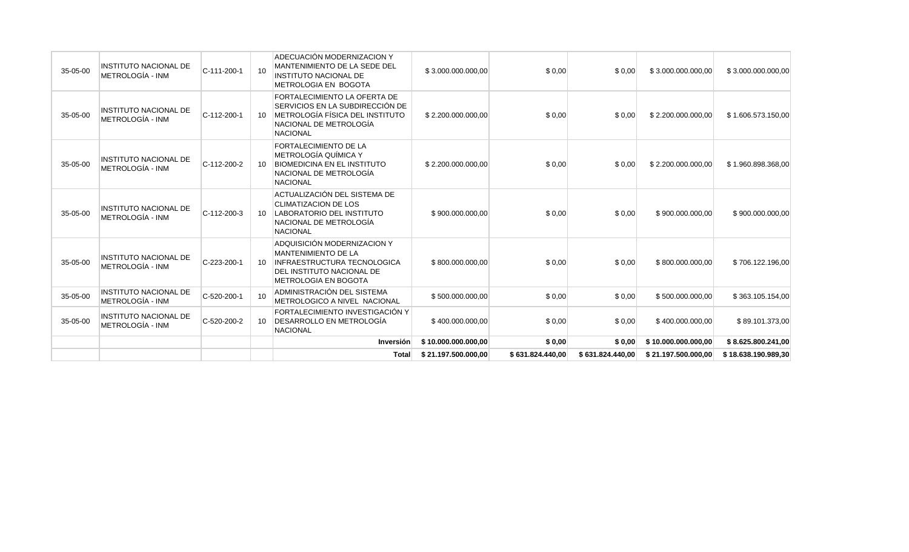| | | | | | | | | | |
|---|---|---|---|---|---|---|---|---|---|
| 35-05-00 | INSTITUTO NACIONAL DE METROLOGÍA - INM | C-111-200-1 | 10 | ADECUACIÓN MODERNIZACION Y MANTENIMIENTO DE LA SEDE DEL INSTITUTO NACIONAL DE METROLOGIA EN BOGOTA | $ 3.000.000.000,00 | $ 0,00 | $ 0,00 | $ 3.000.000.000,00 | $ 3.000.000.000,00 |
| 35-05-00 | INSTITUTO NACIONAL DE METROLOGÍA - INM | C-112-200-1 | 10 | FORTALECIMIENTO LA OFERTA DE SERVICIOS EN LA SUBDIRECCIÓN DE METROLOGÍA FÍSICA DEL INSTITUTO NACIONAL DE METROLOGÍA NACIONAL | $ 2.200.000.000,00 | $ 0,00 | $ 0,00 | $ 2.200.000.000,00 | $ 1.606.573.150,00 |
| 35-05-00 | INSTITUTO NACIONAL DE METROLOGÍA - INM | C-112-200-2 | 10 | FORTALECIMIENTO DE LA METROLOGÍA QUÍMICA Y BIOMEDICINA EN EL INSTITUTO NACIONAL DE METROLOGÍA NACIONAL | $ 2.200.000.000,00 | $ 0,00 | $ 0,00 | $ 2.200.000.000,00 | $ 1.960.898.368,00 |
| 35-05-00 | INSTITUTO NACIONAL DE METROLOGÍA - INM | C-112-200-3 | 10 | ACTUALIZACIÓN DEL SISTEMA DE CLIMATIZACION DE LOS LABORATORIO DEL INSTITUTO NACIONAL DE METROLOGÍA NACIONAL | $ 900.000.000,00 | $ 0,00 | $ 0,00 | $ 900.000.000,00 | $ 900.000.000,00 |
| 35-05-00 | INSTITUTO NACIONAL DE METROLOGÍA - INM | C-223-200-1 | 10 | ADQUISICIÓN MODERNIZACION Y MANTENIMIENTO DE LA INFRAESTRUCTURA TECNOLOGICA DEL INSTITUTO NACIONAL DE METROLOGIA EN BOGOTA | $ 800.000.000,00 | $ 0,00 | $ 0,00 | $ 800.000.000,00 | $ 706.122.196,00 |
| 35-05-00 | INSTITUTO NACIONAL DE METROLOGÍA - INM | C-520-200-1 | 10 | ADMINISTRACIÓN DEL SISTEMA METROLOGICO A NIVEL NACIONAL | $ 500.000.000,00 | $ 0,00 | $ 0,00 | $ 500.000.000,00 | $ 363.105.154,00 |
| 35-05-00 | INSTITUTO NACIONAL DE METROLOGÍA - INM | C-520-200-2 | 10 | FORTALECIMIENTO INVESTIGACIÓN Y DESARROLLO EN METROLOGÍA NACIONAL | $ 400.000.000,00 | $ 0,00 | $ 0,00 | $ 400.000.000,00 | $ 89.101.373,00 |
| | | | | **Inversión** | **$ 10.000.000.000,00** | **$ 0,00** | **$ 0,00** | **$ 10.000.000.000,00** | **$ 8.625.800.241,00** |
| | | | | **Total** | **$ 21.197.500.000,00** | **$ 631.824.440,00** | **$ 631.824.440,00** | **$ 21.197.500.000,00** | **$ 18.638.190.989,30** |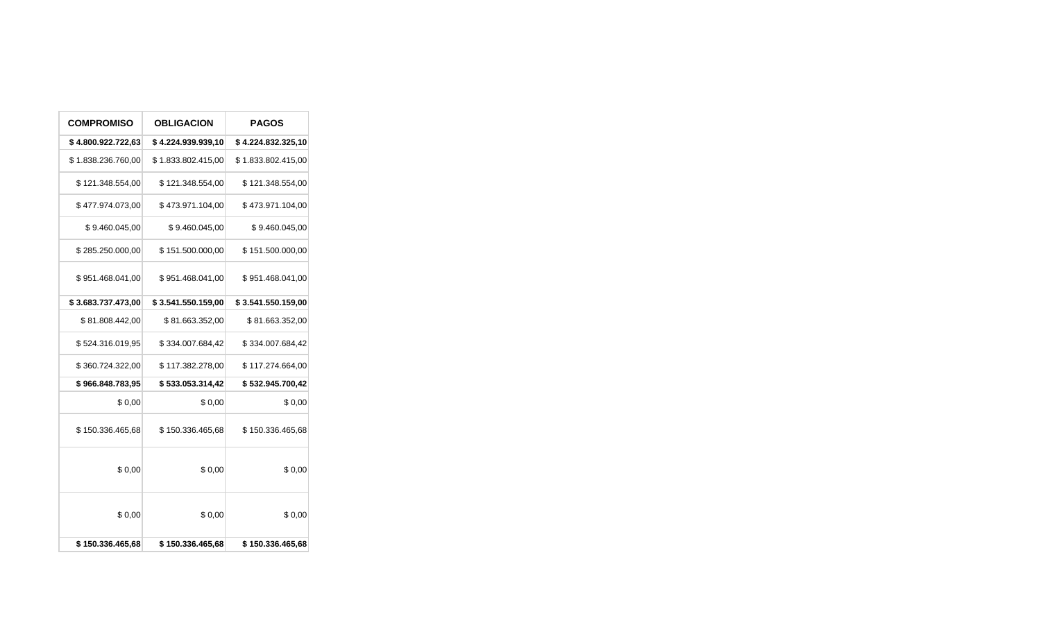| COMPROMISO | OBLIGACION | PAGOS |
|---|---|---|
| **$ 4.800.922.722,63** | **$ 4.224.939.939,10** | **$ 4.224.832.325,10** |
| $ 1.838.236.760,00 | $ 1.833.802.415,00 | $ 1.833.802.415,00 |
| $ 121.348.554,00 | $ 121.348.554,00 | $ 121.348.554,00 |
| $ 477.974.073,00 | $ 473.971.104,00 | $ 473.971.104,00 |
| $ 9.460.045,00 | $ 9.460.045,00 | $ 9.460.045,00 |
| $ 285.250.000,00 | $ 151.500.000,00 | $ 151.500.000,00 |
| $ 951.468.041,00 | $ 951.468.041,00 | $ 951.468.041,00 |
| **$ 3.683.737.473,00** | **$ 3.541.550.159,00** | **$ 3.541.550.159,00** |
| $ 81.808.442,00 | $ 81.663.352,00 | $ 81.663.352,00 |
| $ 524.316.019,95 | $ 334.007.684,42 | $ 334.007.684,42 |
| $ 360.724.322,00 | $ 117.382.278,00 | $ 117.274.664,00 |
| **$ 966.848.783,95** | **$ 533.053.314,42** | **$ 532.945.700,42** |
| $ 0,00 | $ 0,00 | $ 0,00 |
| $ 150.336.465,68 | $ 150.336.465,68 | $ 150.336.465,68 |
| $ 0,00 | $ 0,00 | $ 0,00 |
| $ 0,00 | $ 0,00 | $ 0,00 |
| **$ 150.336.465,68** | **$ 150.336.465,68** | **$ 150.336.465,68** |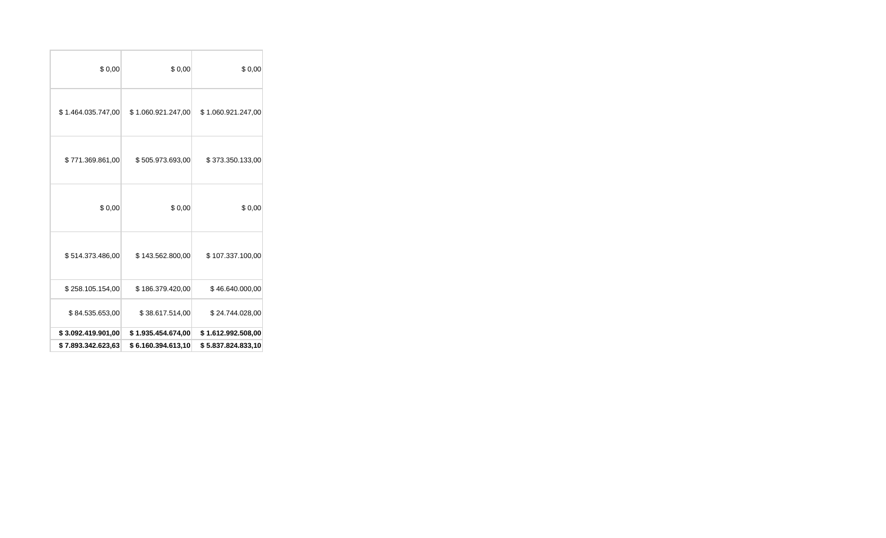| | | |
|---|---|---|
| $ 0,00 | $ 0,00 | $ 0,00 |
| $ 1.464.035.747,00 | $ 1.060.921.247,00 | $ 1.060.921.247,00 |
| $ 771.369.861,00 | $ 505.973.693,00 | $ 373.350.133,00 |
| $ 0,00 | $ 0,00 | $ 0,00 |
| $ 514.373.486,00 | $ 143.562.800,00 | $ 107.337.100,00 |
| $ 258.105.154,00 | $ 186.379.420,00 | $ 46.640.000,00 |
| $ 84.535.653,00 | $ 38.617.514,00 | $ 24.744.028,00 |
| **$ 3.092.419.901,00** | **$ 1.935.454.674,00** | **$ 1.612.992.508,00** |
| **$ 7.893.342.623,63** | **$ 6.160.394.613,10** | **$ 5.837.824.833,10** |